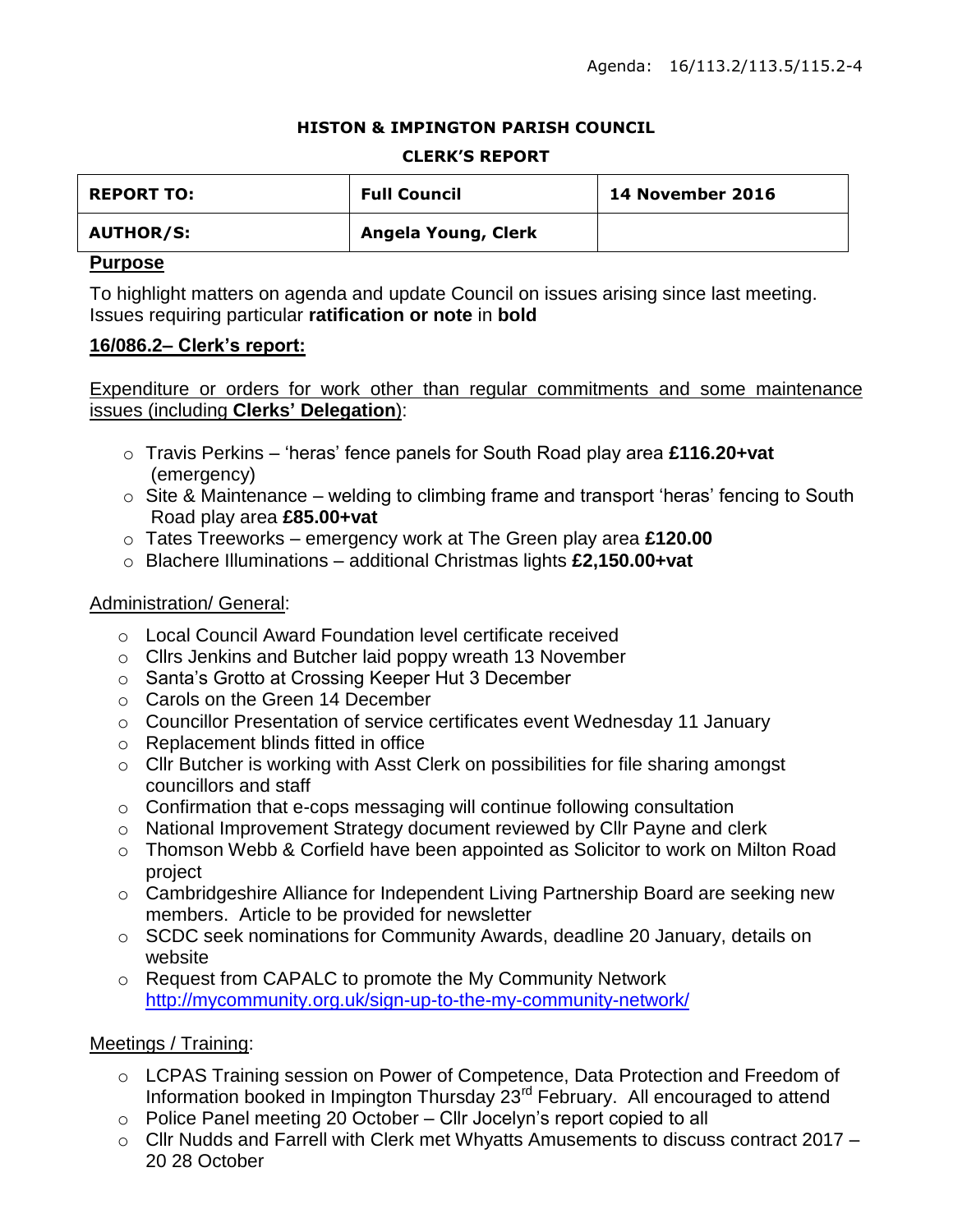Agenda: 16/113.2/113.5/115.2-4

**HISTON & IMPINGTON PARISH COUNCIL**

**CLERK'S REPORT**

| **REPORT TO:** | **Full Council** | **14 November 2016** |
|---|---|---|
| **AUTHOR/S:** | **Angela Young, Clerk** | |

**Purpose**

To highlight matters on agenda and update Council on issues arising since last meeting. Issues requiring particular **ratification or note** in **bold**

**16/086.2– Clerk's report:**

Expenditure or orders for work other than regular commitments and some maintenance issues (including **Clerks' Delegation**):

- Travis Perkins – 'heras' fence panels for South Road play area **£116.20+vat** (emergency)
- Site & Maintenance – welding to climbing frame and transport 'heras' fencing to South Road play area **£85.00+vat**
- Tates Treeworks – emergency work at The Green play area **£120.00**
- Blachere Illuminations – additional Christmas lights **£2,150.00+vat**

Administration/ General:

- Local Council Award Foundation level certificate received
- Cllrs Jenkins and Butcher laid poppy wreath 13 November
- Santa's Grotto at Crossing Keeper Hut 3 December
- Carols on the Green 14 December
- Councillor Presentation of service certificates event Wednesday 11 January
- Replacement blinds fitted in office
- Cllr Butcher is working with Asst Clerk on possibilities for file sharing amongst councillors and staff
- Confirmation that e-cops messaging will continue following consultation
- National Improvement Strategy document reviewed by Cllr Payne and clerk
- Thomson Webb & Corfield have been appointed as Solicitor to work on Milton Road project
- Cambridgeshire Alliance for Independent Living Partnership Board are seeking new members. Article to be provided for newsletter
- SCDC seek nominations for Community Awards, deadline 20 January, details on website
- Request from CAPALC to promote the My Community Network http://mycommunity.org.uk/sign-up-to-the-my-community-network/

Meetings / Training:

- LCPAS Training session on Power of Competence, Data Protection and Freedom of Information booked in Impington Thursday 23rd February. All encouraged to attend
- Police Panel meeting 20 October – Cllr Jocelyn's report copied to all
- Cllr Nudds and Farrell with Clerk met Whyatts Amusements to discuss contract 2017 – 20 28 October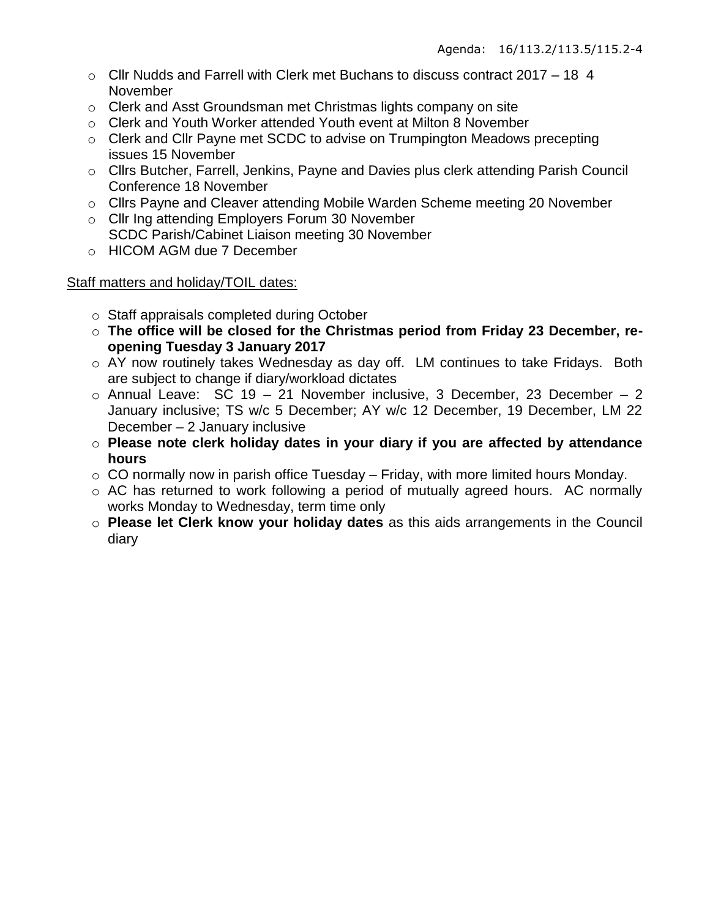Agenda: 16/113.2/113.5/115.2-4

- Cllr Nudds and Farrell with Clerk met Buchans to discuss contract 2017 – 18 4 November
- Clerk and Asst Groundsman met Christmas lights company on site
- Clerk and Youth Worker attended Youth event at Milton 8 November
- Clerk and Cllr Payne met SCDC to advise on Trumpington Meadows precepting issues 15 November
- Cllrs Butcher, Farrell, Jenkins, Payne and Davies plus clerk attending Parish Council Conference 18 November
- Cllrs Payne and Cleaver attending Mobile Warden Scheme meeting 20 November
- Cllr Ing attending Employers Forum 30 November
  SCDC Parish/Cabinet Liaison meeting 30 November
- HICOM AGM due 7 December

<u>Staff matters and holiday/TOIL dates:</u>

- Staff appraisals completed during October
- **The office will be closed for the Christmas period from Friday 23 December, re-opening Tuesday 3 January 2017**
- AY now routinely takes Wednesday as day off. LM continues to take Fridays. Both are subject to change if diary/workload dictates
- Annual Leave: SC 19 – 21 November inclusive, 3 December, 23 December – 2 January inclusive; TS w/c 5 December; AY w/c 12 December, 19 December, LM 22 December – 2 January inclusive
- **Please note clerk holiday dates in your diary if you are affected by attendance hours**
- CO normally now in parish office Tuesday – Friday, with more limited hours Monday.
- AC has returned to work following a period of mutually agreed hours. AC normally works Monday to Wednesday, term time only
- **Please let Clerk know your holiday dates** as this aids arrangements in the Council diary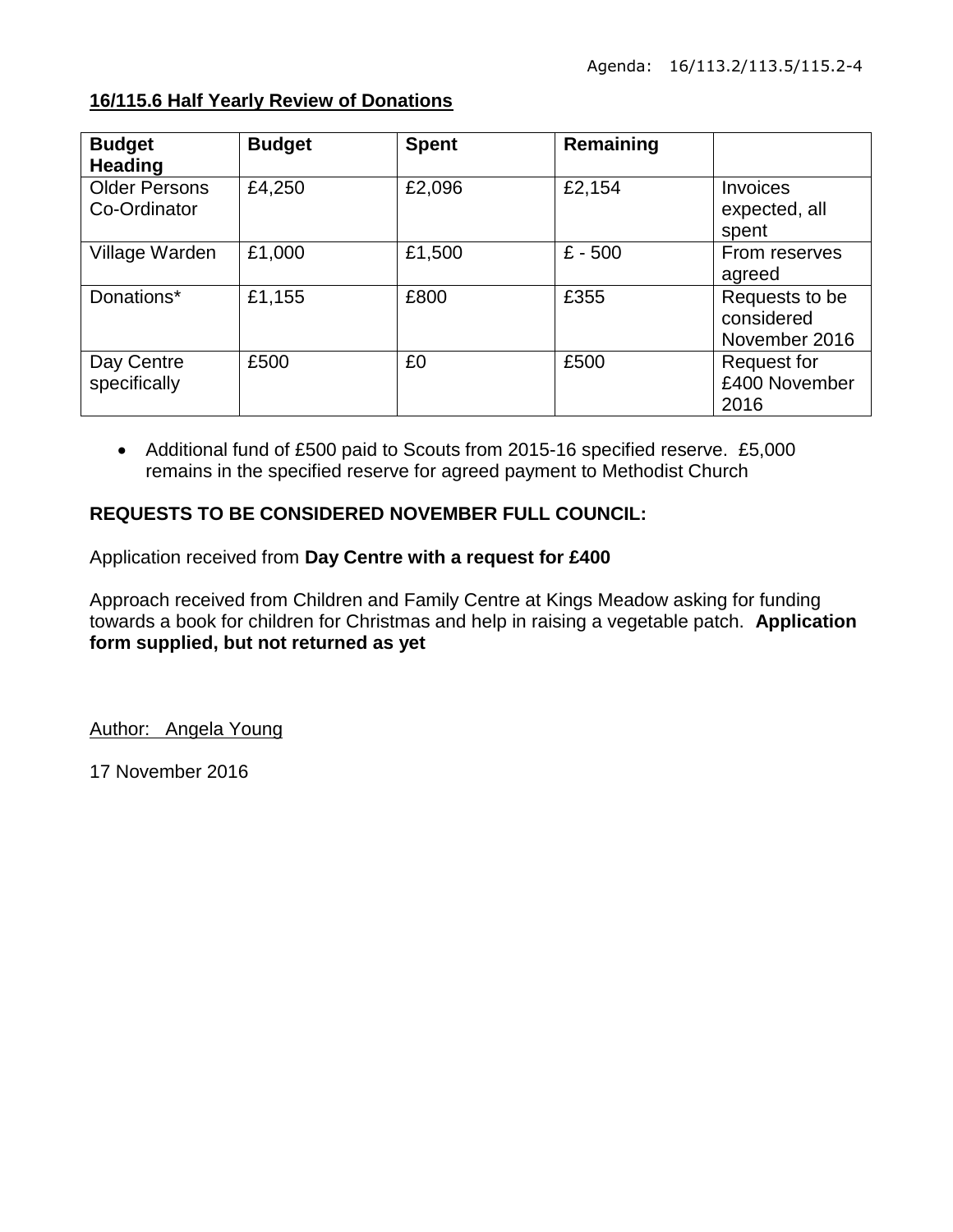Agenda: 16/113.2/113.5/115.2-4

**16/115.6 Half Yearly Review of Donations**

| Budget Heading | Budget | Spent | Remaining | |
|---|---|---|---|---|
| Older Persons Co-Ordinator | £4,250 | £2,096 | £2,154 | Invoices expected, all spent |
| Village Warden | £1,000 | £1,500 | £ - 500 | From reserves agreed |
| Donations* | £1,155 | £800 | £355 | Requests to be considered November 2016 |
| Day Centre specifically | £500 | £0 | £500 | Request for £400 November 2016 |

- Additional fund of £500 paid to Scouts from 2015-16 specified reserve. £5,000 remains in the specified reserve for agreed payment to Methodist Church

**REQUESTS TO BE CONSIDERED NOVEMBER FULL COUNCIL:**

Application received from **Day Centre with a request for £400**

Approach received from Children and Family Centre at Kings Meadow asking for funding towards a book for children for Christmas and help in raising a vegetable patch. **Application form supplied, but not returned as yet**

Author: Angela Young

17 November 2016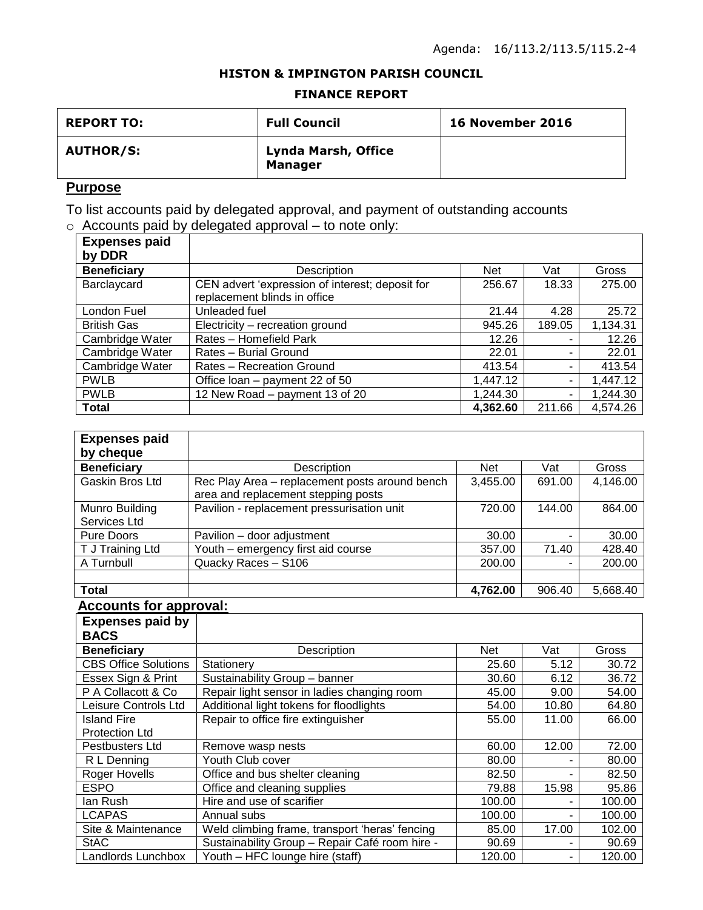Agenda: 16/113.2/113.5/115.2-4

**HISTON & IMPINGTON PARISH COUNCIL**

**FINANCE REPORT**

| **REPORT TO:** | **Full Council** | **16 November 2016** |
|---|---|---|
| **AUTHOR/S:** | **Lynda Marsh, Office Manager** | |

## Purpose

To list accounts paid by delegated approval, and payment of outstanding accounts

- Accounts paid by delegated approval – to note only:

| **Expenses paid by DDR** | | | | |
|---|---|---|---|---|
| **Beneficiary** | Description | Net | Vat | Gross |
| Barclaycard | CEN advert 'expression of interest; deposit for replacement blinds in office | 256.67 | 18.33 | 275.00 |
| London Fuel | Unleaded fuel | 21.44 | 4.28 | 25.72 |
| British Gas | Electricity – recreation ground | 945.26 | 189.05 | 1,134.31 |
| Cambridge Water | Rates – Homefield Park | 12.26 | - | 12.26 |
| Cambridge Water | Rates – Burial Ground | 22.01 | - | 22.01 |
| Cambridge Water | Rates – Recreation Ground | 413.54 | - | 413.54 |
| PWLB | Office loan – payment 22 of 50 | 1,447.12 | - | 1,447.12 |
| PWLB | 12 New Road – payment 13 of 20 | 1,244.30 | - | 1,244.30 |
| **Total** | | **4,362.60** | 211.66 | 4,574.26 |

| **Expenses paid by cheque** | | | | |
|---|---|---|---|---|
| **Beneficiary** | Description | Net | Vat | Gross |
| Gaskin Bros Ltd | Rec Play Area – replacement posts around bench area and replacement stepping posts | 3,455.00 | 691.00 | 4,146.00 |
| Munro Building Services Ltd | Pavilion - replacement pressurisation unit | 720.00 | 144.00 | 864.00 |
| Pure Doors | Pavilion – door adjustment | 30.00 | - | 30.00 |
| T J Training Ltd | Youth – emergency first aid course | 357.00 | 71.40 | 428.40 |
| A Turnbull | Quacky Races – S106 | 200.00 | - | 200.00 |
| | | | | |
| **Total** | | **4,762.00** | 906.40 | 5,668.40 |

**Accounts for approval:**

| **Expenses paid by BACS** | | | | |
|---|---|---|---|---|
| **Beneficiary** | Description | Net | Vat | Gross |
| CBS Office Solutions | Stationery | 25.60 | 5.12 | 30.72 |
| Essex Sign & Print | Sustainability Group – banner | 30.60 | 6.12 | 36.72 |
| P A Collacott & Co | Repair light sensor in ladies changing room | 45.00 | 9.00 | 54.00 |
| Leisure Controls Ltd | Additional light tokens for floodlights | 54.00 | 10.80 | 64.80 |
| Island Fire Protection Ltd | Repair to office fire extinguisher | 55.00 | 11.00 | 66.00 |
| Pestbusters Ltd | Remove wasp nests | 60.00 | 12.00 | 72.00 |
| R L Denning | Youth Club cover | 80.00 | - | 80.00 |
| Roger Hovells | Office and bus shelter cleaning | 82.50 | - | 82.50 |
| ESPO | Office and cleaning supplies | 79.88 | 15.98 | 95.86 |
| Ian Rush | Hire and use of scarifier | 100.00 | - | 100.00 |
| LCAPAS | Annual subs | 100.00 | - | 100.00 |
| Site & Maintenance | Weld climbing frame, transport 'heras' fencing | 85.00 | 17.00 | 102.00 |
| StAC | Sustainability Group – Repair Café room hire - | 90.69 | - | 90.69 |
| Landlords Lunchbox | Youth – HFC lounge hire (staff) | 120.00 | - | 120.00 |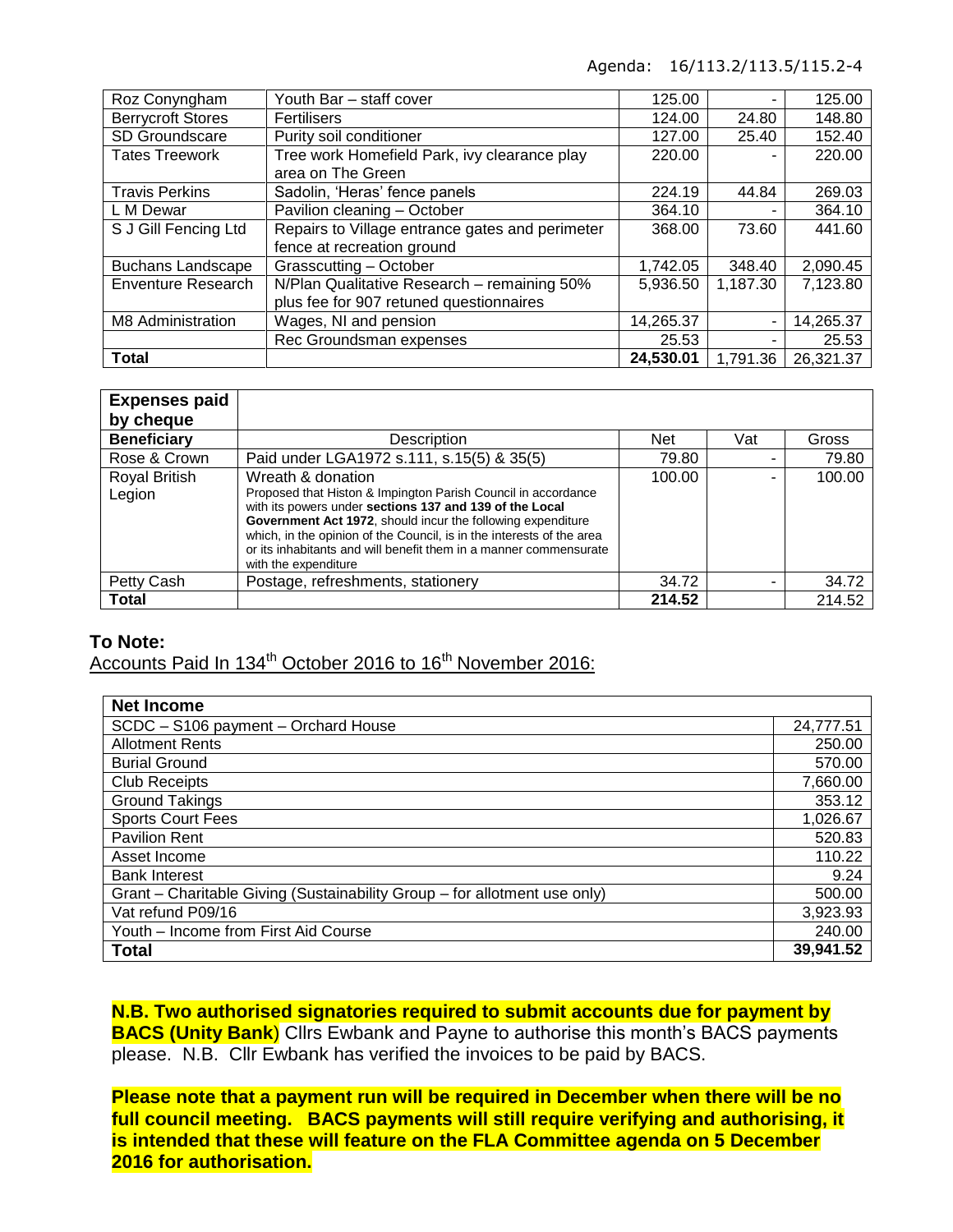Agenda: 16/113.2/113.5/115.2-4

| | | | | |
|---|---|---|---|---|
| Roz Conyngham | Youth Bar – staff cover | 125.00 | - | 125.00 |
| Berrycroft Stores | Fertilisers | 124.00 | 24.80 | 148.80 |
| SD Groundscare | Purity soil conditioner | 127.00 | 25.40 | 152.40 |
| Tates Treework | Tree work Homefield Park, ivy clearance play area on The Green | 220.00 | - | 220.00 |
| Travis Perkins | Sadolin, 'Heras' fence panels | 224.19 | 44.84 | 269.03 |
| L M Dewar | Pavilion cleaning – October | 364.10 | - | 364.10 |
| S J Gill Fencing Ltd | Repairs to Village entrance gates and perimeter fence at recreation ground | 368.00 | 73.60 | 441.60 |
| Buchans Landscape | Grasscutting – October | 1,742.05 | 348.40 | 2,090.45 |
| Enventure Research | N/Plan Qualitative Research – remaining 50% plus fee for 907 retuned questionnaires | 5,936.50 | 1,187.30 | 7,123.80 |
| M8 Administration | Wages, NI and pension | 14,265.37 | - | 14,265.37 |
| | Rec Groundsman expenses | 25.53 | - | 25.53 |
| **Total** | | **24,530.01** | 1,791.36 | 26,321.37 |

| **Expenses paid by cheque** | | | | |
|---|---|---|---|---|
| **Beneficiary** | Description | Net | Vat | Gross |
| Rose & Crown | Paid under LGA1972 s.111, s.15(5) & 35(5) | 79.80 | - | 79.80 |
| Royal British Legion | Wreath & donation<br>Proposed that Histon & Impington Parish Council in accordance with its powers under **sections 137 and 139 of the Local Government Act 1972**, should incur the following expenditure which, in the opinion of the Council, is in the interests of the area or its inhabitants and will benefit them in a manner commensurate with the expenditure | 100.00 | - | 100.00 |
| Petty Cash | Postage, refreshments, stationery | 34.72 | - | 34.72 |
| **Total** | | **214.52** | | 214.52 |

## To Note:

Accounts Paid In 134th October 2016 to 16th November 2016:

| **Net Income** | |
|---|---|
| SCDC – S106 payment – Orchard House | 24,777.51 |
| Allotment Rents | 250.00 |
| Burial Ground | 570.00 |
| Club Receipts | 7,660.00 |
| Ground Takings | 353.12 |
| Sports Court Fees | 1,026.67 |
| Pavilion Rent | 520.83 |
| Asset Income | 110.22 |
| Bank Interest | 9.24 |
| Grant – Charitable Giving (Sustainability Group – for allotment use only) | 500.00 |
| Vat refund P09/16 | 3,923.93 |
| Youth – Income from First Aid Course | 240.00 |
| **Total** | **39,941.52** |

**N.B. Two authorised signatories required to submit accounts due for payment by BACS (Unity Bank**) Cllrs Ewbank and Payne to authorise this month's BACS payments please. N.B. Cllr Ewbank has verified the invoices to be paid by BACS.

**Please note that a payment run will be required in December when there will be no full council meeting. BACS payments will still require verifying and authorising, it is intended that these will feature on the FLA Committee agenda on 5 December 2016 for authorisation.**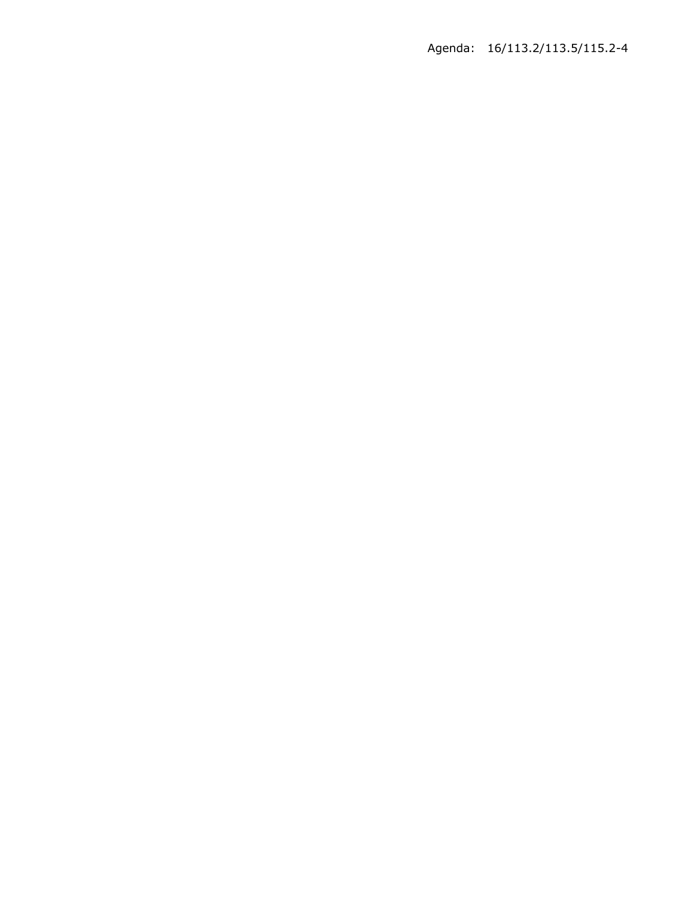Agenda: 16/113.2/113.5/115.2-4